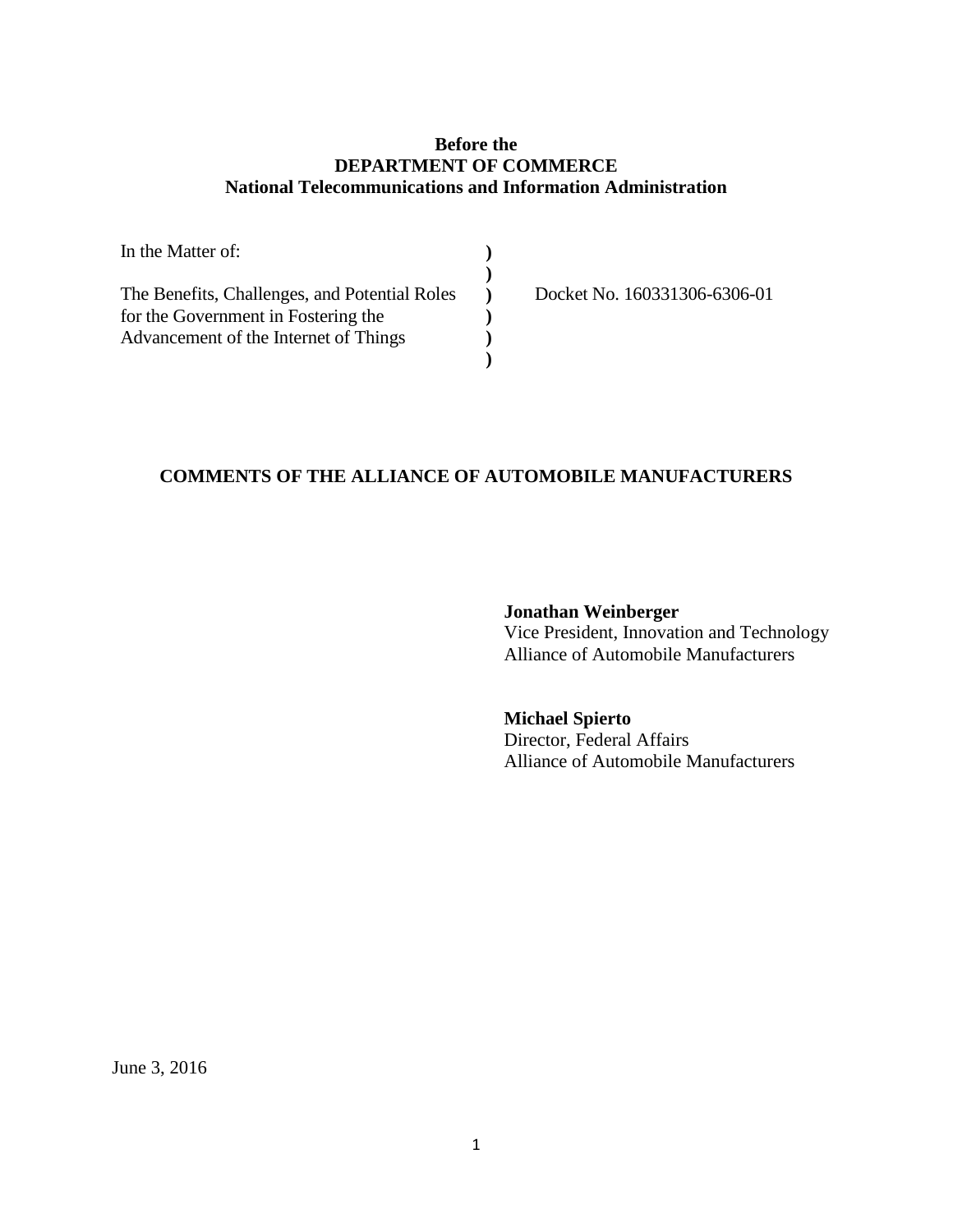**Before the**
**DEPARTMENT OF COMMERCE**
**National Telecommunications and Information Administration**

| | | |
|---|---|---|
| In the Matter of: | ) | |
| | ) | |
| The Benefits, Challenges, and Potential Roles for the Government in Fostering the Advancement of the Internet of Things | ) | Docket No. 160331306-6306-01 |
| | ) | |
| | ) | |
| | ) | |

**COMMENTS OF THE ALLIANCE OF AUTOMOBILE MANUFACTURERS**

**Jonathan Weinberger**
Vice President, Innovation and Technology
Alliance of Automobile Manufacturers

**Michael Spierto**
Director, Federal Affairs
Alliance of Automobile Manufacturers

June 3, 2016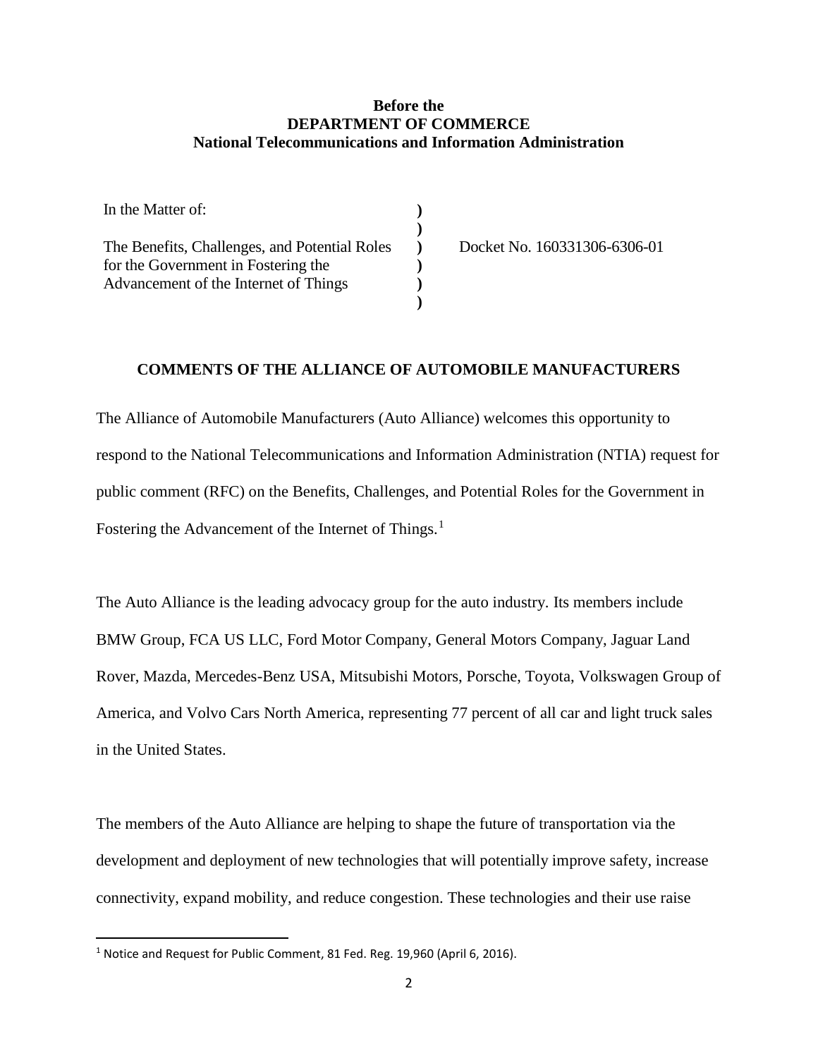**Before the**
**DEPARTMENT OF COMMERCE**
**National Telecommunications and Information Administration**

| In the Matter of: | ) | |
|---|---|---|
| | ) | |
| The Benefits, Challenges, and Potential Roles for the Government in Fostering the Advancement of the Internet of Things | ) | Docket No. 160331306-6306-01 |
| | ) | |

## COMMENTS OF THE ALLIANCE OF AUTOMOBILE MANUFACTURERS

The Alliance of Automobile Manufacturers (Auto Alliance) welcomes this opportunity to respond to the National Telecommunications and Information Administration (NTIA) request for public comment (RFC) on the Benefits, Challenges, and Potential Roles for the Government in Fostering the Advancement of the Internet of Things.[1]

The Auto Alliance is the leading advocacy group for the auto industry. Its members include BMW Group, FCA US LLC, Ford Motor Company, General Motors Company, Jaguar Land Rover, Mazda, Mercedes-Benz USA, Mitsubishi Motors, Porsche, Toyota, Volkswagen Group of America, and Volvo Cars North America, representing 77 percent of all car and light truck sales in the United States.

The members of the Auto Alliance are helping to shape the future of transportation via the development and deployment of new technologies that will potentially improve safety, increase connectivity, expand mobility, and reduce congestion. These technologies and their use raise

[1] Notice and Request for Public Comment, 81 Fed. Reg. 19,960 (April 6, 2016).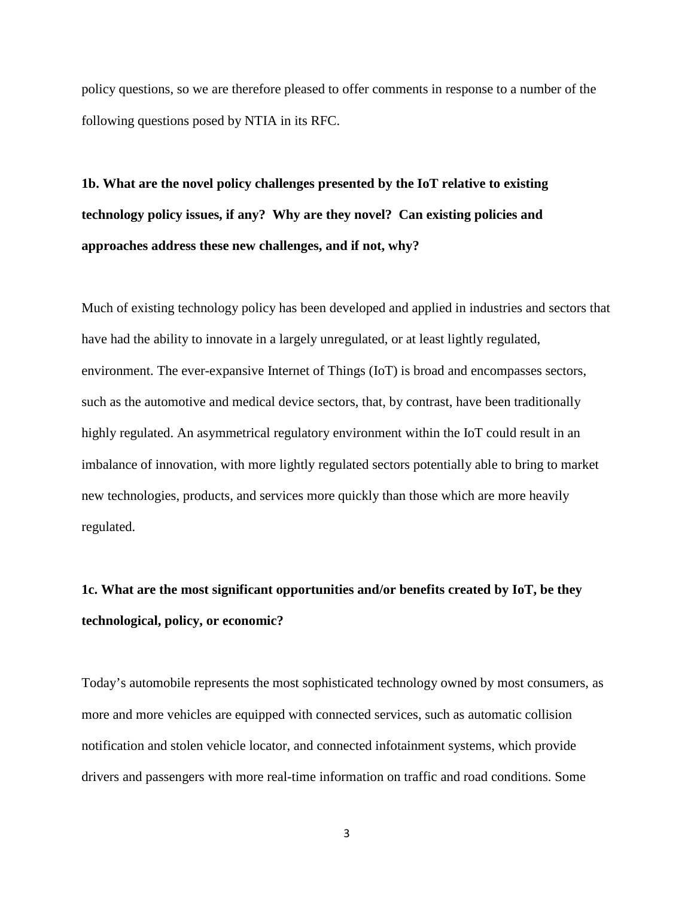policy questions, so we are therefore pleased to offer comments in response to a number of the following questions posed by NTIA in its RFC.

**1b. What are the novel policy challenges presented by the IoT relative to existing technology policy issues, if any? Why are they novel? Can existing policies and approaches address these new challenges, and if not, why?**

Much of existing technology policy has been developed and applied in industries and sectors that have had the ability to innovate in a largely unregulated, or at least lightly regulated, environment. The ever-expansive Internet of Things (IoT) is broad and encompasses sectors, such as the automotive and medical device sectors, that, by contrast, have been traditionally highly regulated. An asymmetrical regulatory environment within the IoT could result in an imbalance of innovation, with more lightly regulated sectors potentially able to bring to market new technologies, products, and services more quickly than those which are more heavily regulated.

**1c. What are the most significant opportunities and/or benefits created by IoT, be they technological, policy, or economic?**

Today's automobile represents the most sophisticated technology owned by most consumers, as more and more vehicles are equipped with connected services, such as automatic collision notification and stolen vehicle locator, and connected infotainment systems, which provide drivers and passengers with more real-time information on traffic and road conditions. Some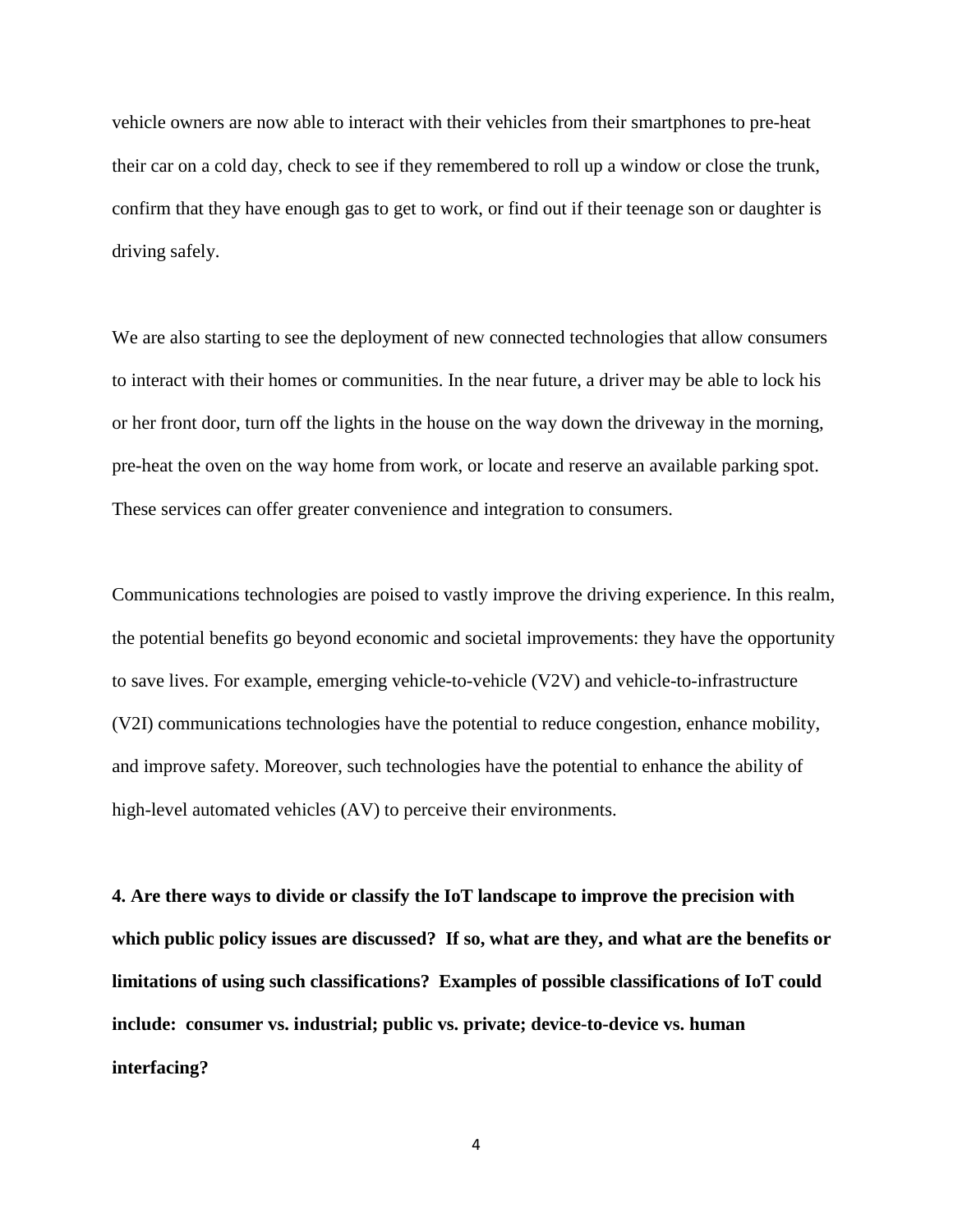vehicle owners are now able to interact with their vehicles from their smartphones to pre-heat their car on a cold day, check to see if they remembered to roll up a window or close the trunk, confirm that they have enough gas to get to work, or find out if their teenage son or daughter is driving safely.

We are also starting to see the deployment of new connected technologies that allow consumers to interact with their homes or communities. In the near future, a driver may be able to lock his or her front door, turn off the lights in the house on the way down the driveway in the morning, pre-heat the oven on the way home from work, or locate and reserve an available parking spot. These services can offer greater convenience and integration to consumers.

Communications technologies are poised to vastly improve the driving experience. In this realm, the potential benefits go beyond economic and societal improvements: they have the opportunity to save lives. For example, emerging vehicle-to-vehicle (V2V) and vehicle-to-infrastructure (V2I) communications technologies have the potential to reduce congestion, enhance mobility, and improve safety. Moreover, such technologies have the potential to enhance the ability of high-level automated vehicles (AV) to perceive their environments.

**4. Are there ways to divide or classify the IoT landscape to improve the precision with which public policy issues are discussed? If so, what are they, and what are the benefits or limitations of using such classifications? Examples of possible classifications of IoT could include: consumer vs. industrial; public vs. private; device-to-device vs. human interfacing?**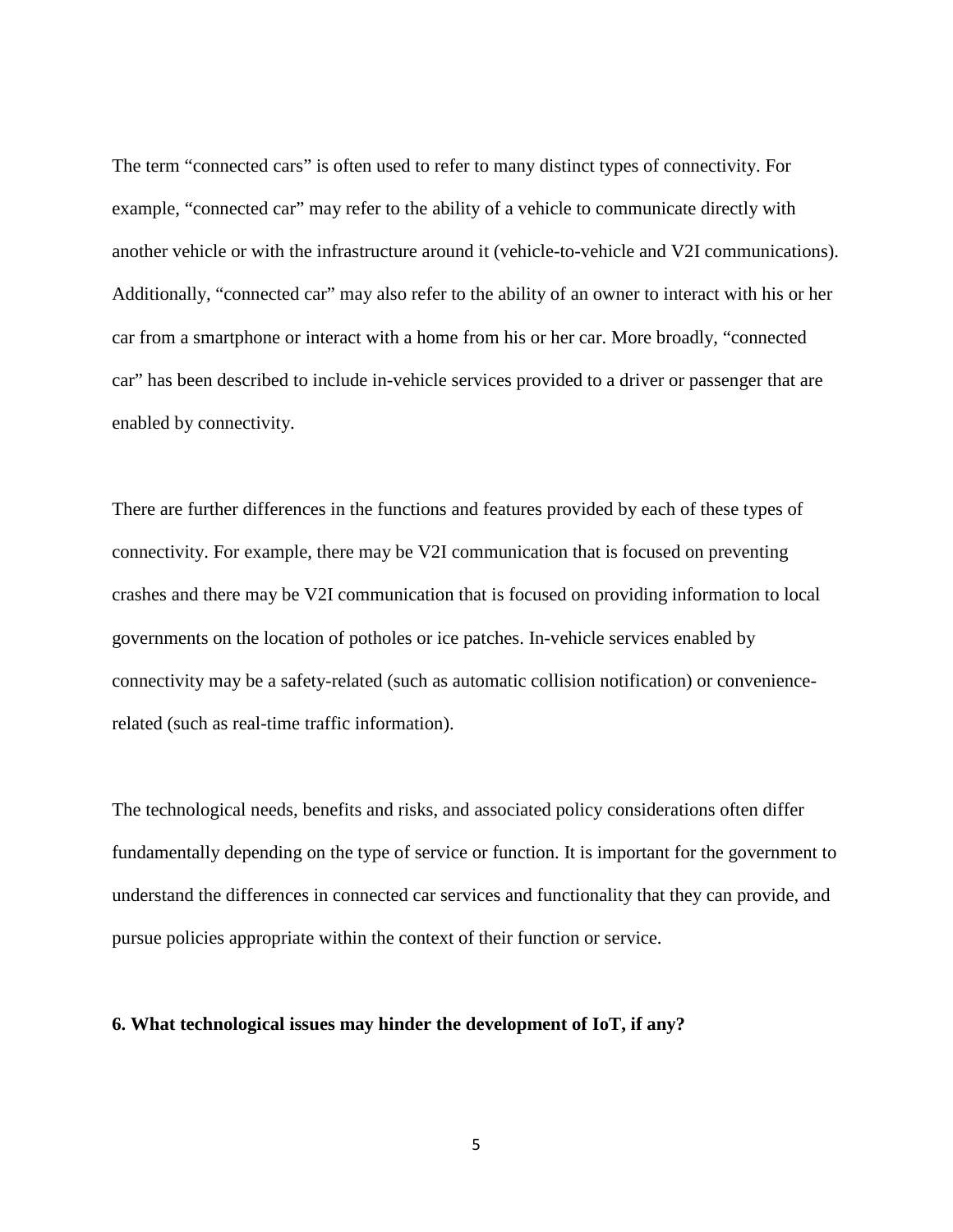The term "connected cars" is often used to refer to many distinct types of connectivity. For example, "connected car" may refer to the ability of a vehicle to communicate directly with another vehicle or with the infrastructure around it (vehicle-to-vehicle and V2I communications). Additionally, "connected car" may also refer to the ability of an owner to interact with his or her car from a smartphone or interact with a home from his or her car. More broadly, "connected car" has been described to include in-vehicle services provided to a driver or passenger that are enabled by connectivity.

There are further differences in the functions and features provided by each of these types of connectivity. For example, there may be V2I communication that is focused on preventing crashes and there may be V2I communication that is focused on providing information to local governments on the location of potholes or ice patches. In-vehicle services enabled by connectivity may be a safety-related (such as automatic collision notification) or convenience-related (such as real-time traffic information).

The technological needs, benefits and risks, and associated policy considerations often differ fundamentally depending on the type of service or function. It is important for the government to understand the differences in connected car services and functionality that they can provide, and pursue policies appropriate within the context of their function or service.

**6. What technological issues may hinder the development of IoT, if any?**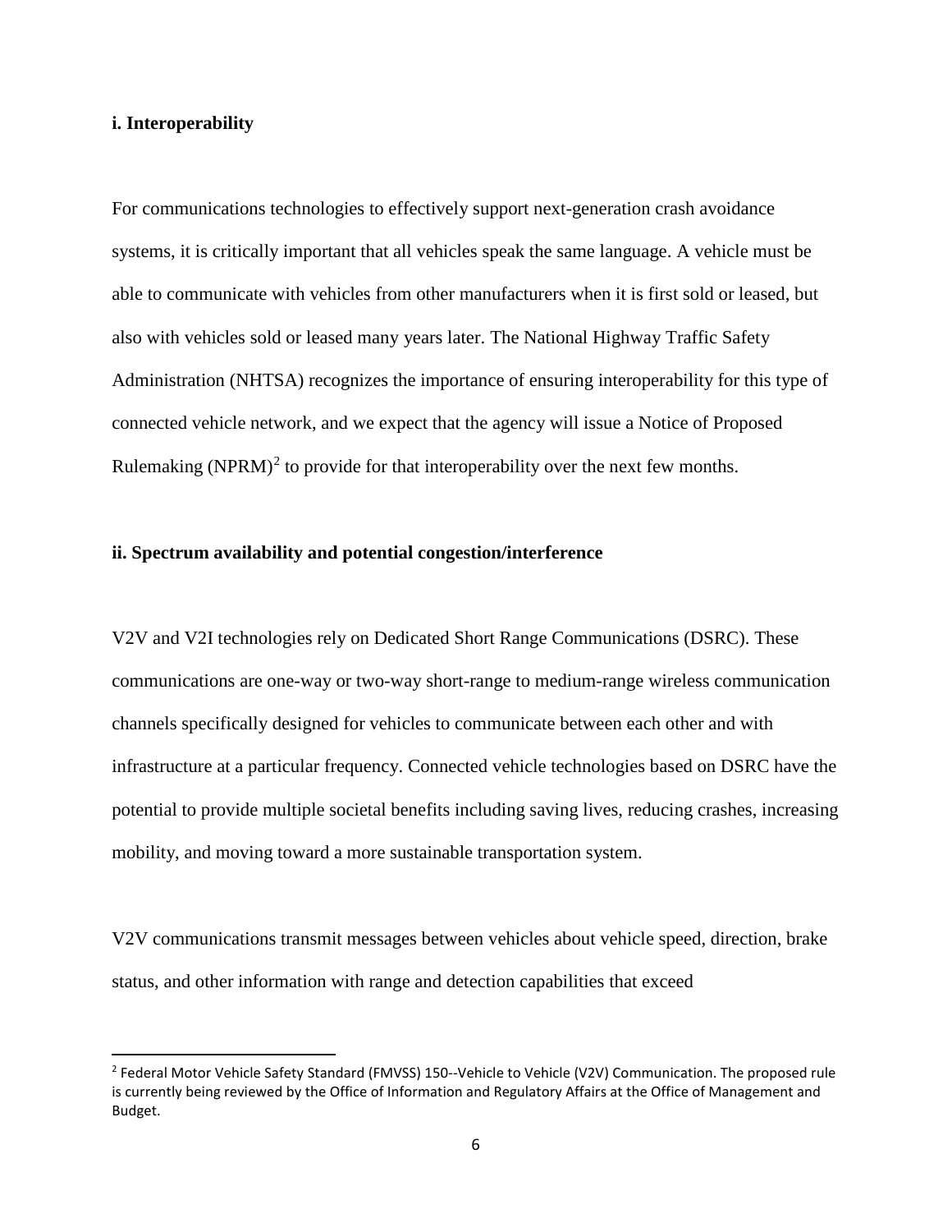**i. Interoperability**

For communications technologies to effectively support next-generation crash avoidance systems, it is critically important that all vehicles speak the same language. A vehicle must be able to communicate with vehicles from other manufacturers when it is first sold or leased, but also with vehicles sold or leased many years later. The National Highway Traffic Safety Administration (NHTSA) recognizes the importance of ensuring interoperability for this type of connected vehicle network, and we expect that the agency will issue a Notice of Proposed Rulemaking (NPRM)[2] to provide for that interoperability over the next few months.

**ii. Spectrum availability and potential congestion/interference**

V2V and V2I technologies rely on Dedicated Short Range Communications (DSRC). These communications are one-way or two-way short-range to medium-range wireless communication channels specifically designed for vehicles to communicate between each other and with infrastructure at a particular frequency. Connected vehicle technologies based on DSRC have the potential to provide multiple societal benefits including saving lives, reducing crashes, increasing mobility, and moving toward a more sustainable transportation system.

V2V communications transmit messages between vehicles about vehicle speed, direction, brake status, and other information with range and detection capabilities that exceed

---

[2] Federal Motor Vehicle Safety Standard (FMVSS) 150--Vehicle to Vehicle (V2V) Communication. The proposed rule is currently being reviewed by the Office of Information and Regulatory Affairs at the Office of Management and Budget.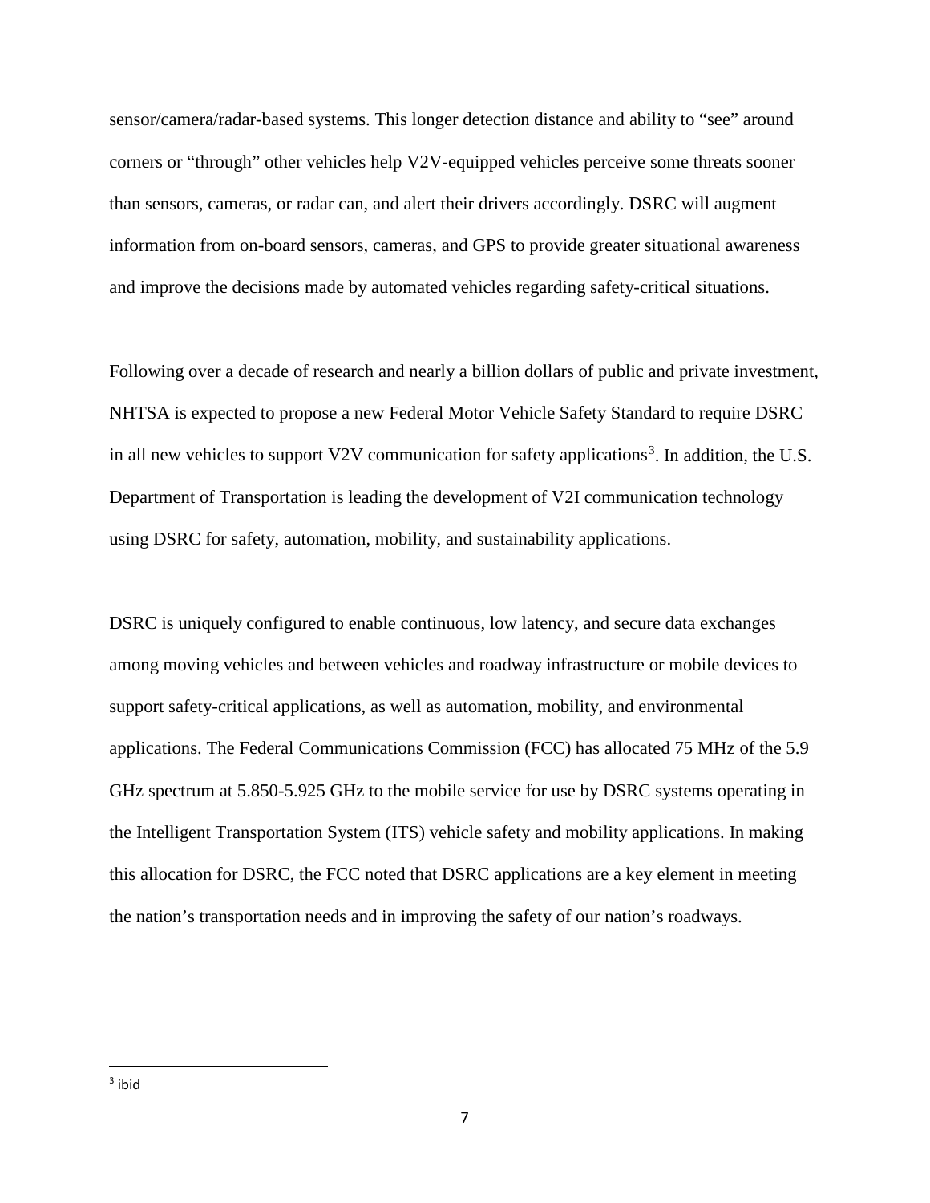sensor/camera/radar-based systems. This longer detection distance and ability to "see" around corners or "through" other vehicles help V2V-equipped vehicles perceive some threats sooner than sensors, cameras, or radar can, and alert their drivers accordingly. DSRC will augment information from on-board sensors, cameras, and GPS to provide greater situational awareness and improve the decisions made by automated vehicles regarding safety-critical situations.

Following over a decade of research and nearly a billion dollars of public and private investment, NHTSA is expected to propose a new Federal Motor Vehicle Safety Standard to require DSRC in all new vehicles to support V2V communication for safety applications[3]. In addition, the U.S. Department of Transportation is leading the development of V2I communication technology using DSRC for safety, automation, mobility, and sustainability applications.

DSRC is uniquely configured to enable continuous, low latency, and secure data exchanges among moving vehicles and between vehicles and roadway infrastructure or mobile devices to support safety-critical applications, as well as automation, mobility, and environmental applications. The Federal Communications Commission (FCC) has allocated 75 MHz of the 5.9 GHz spectrum at 5.850-5.925 GHz to the mobile service for use by DSRC systems operating in the Intelligent Transportation System (ITS) vehicle safety and mobility applications. In making this allocation for DSRC, the FCC noted that DSRC applications are a key element in meeting the nation's transportation needs and in improving the safety of our nation's roadways.

---

[3] ibid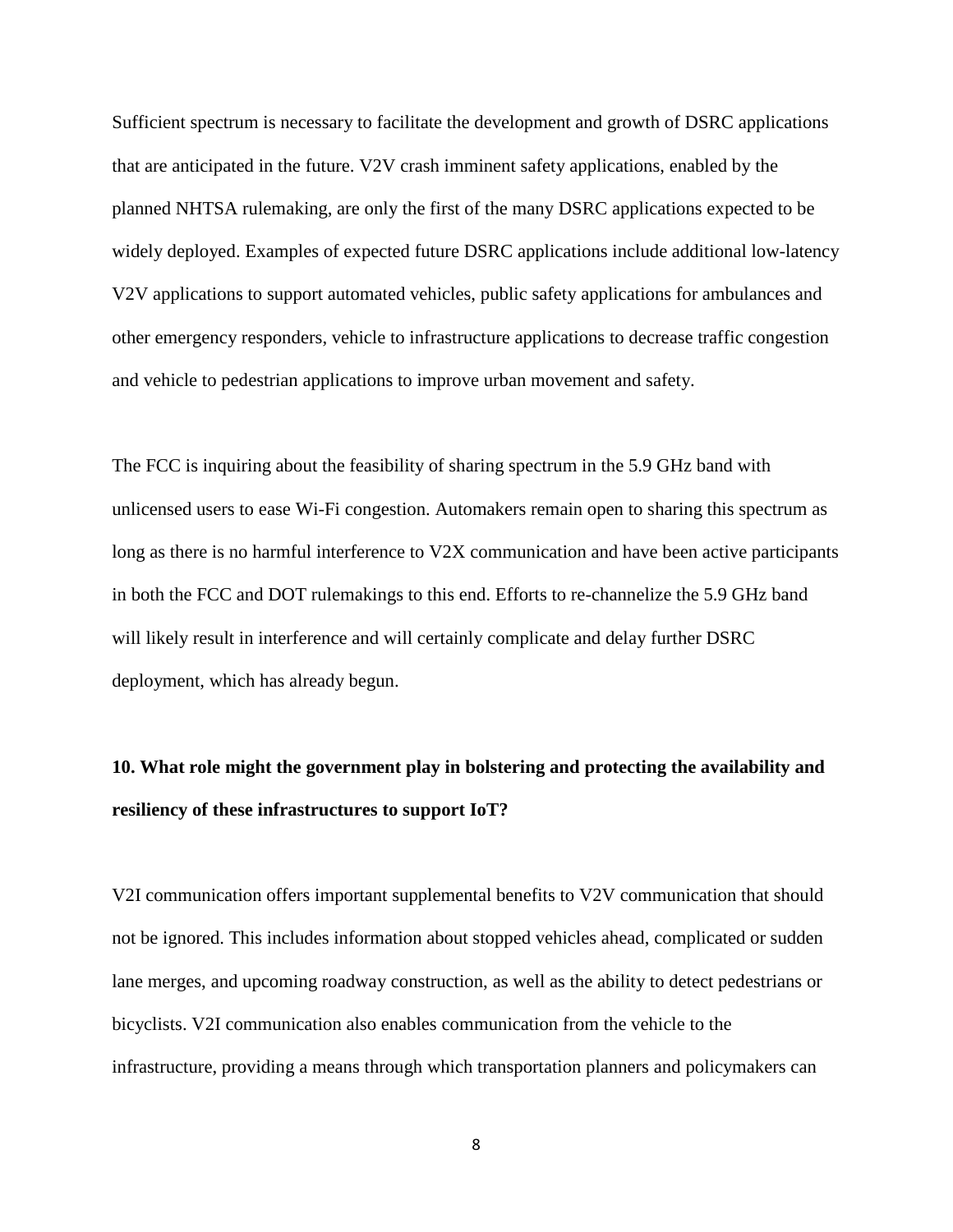Sufficient spectrum is necessary to facilitate the development and growth of DSRC applications that are anticipated in the future. V2V crash imminent safety applications, enabled by the planned NHTSA rulemaking, are only the first of the many DSRC applications expected to be widely deployed. Examples of expected future DSRC applications include additional low-latency V2V applications to support automated vehicles, public safety applications for ambulances and other emergency responders, vehicle to infrastructure applications to decrease traffic congestion and vehicle to pedestrian applications to improve urban movement and safety.

The FCC is inquiring about the feasibility of sharing spectrum in the 5.9 GHz band with unlicensed users to ease Wi-Fi congestion. Automakers remain open to sharing this spectrum as long as there is no harmful interference to V2X communication and have been active participants in both the FCC and DOT rulemakings to this end. Efforts to re-channelize the 5.9 GHz band will likely result in interference and will certainly complicate and delay further DSRC deployment, which has already begun.

**10. What role might the government play in bolstering and protecting the availability and resiliency of these infrastructures to support IoT?**

V2I communication offers important supplemental benefits to V2V communication that should not be ignored. This includes information about stopped vehicles ahead, complicated or sudden lane merges, and upcoming roadway construction, as well as the ability to detect pedestrians or bicyclists. V2I communication also enables communication from the vehicle to the infrastructure, providing a means through which transportation planners and policymakers can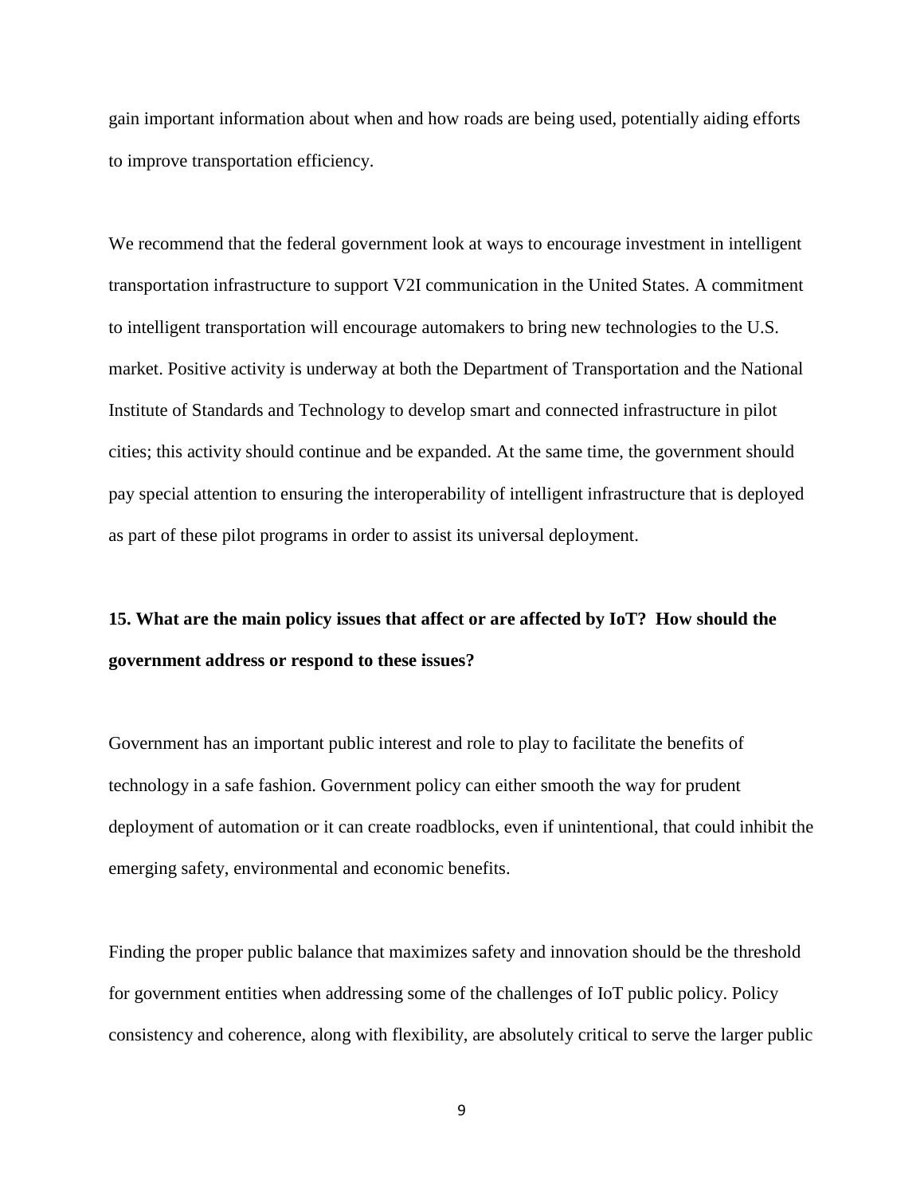gain important information about when and how roads are being used, potentially aiding efforts to improve transportation efficiency.

We recommend that the federal government look at ways to encourage investment in intelligent transportation infrastructure to support V2I communication in the United States. A commitment to intelligent transportation will encourage automakers to bring new technologies to the U.S. market. Positive activity is underway at both the Department of Transportation and the National Institute of Standards and Technology to develop smart and connected infrastructure in pilot cities; this activity should continue and be expanded. At the same time, the government should pay special attention to ensuring the interoperability of intelligent infrastructure that is deployed as part of these pilot programs in order to assist its universal deployment.

**15. What are the main policy issues that affect or are affected by IoT? How should the government address or respond to these issues?**

Government has an important public interest and role to play to facilitate the benefits of technology in a safe fashion. Government policy can either smooth the way for prudent deployment of automation or it can create roadblocks, even if unintentional, that could inhibit the emerging safety, environmental and economic benefits.

Finding the proper public balance that maximizes safety and innovation should be the threshold for government entities when addressing some of the challenges of IoT public policy. Policy consistency and coherence, along with flexibility, are absolutely critical to serve the larger public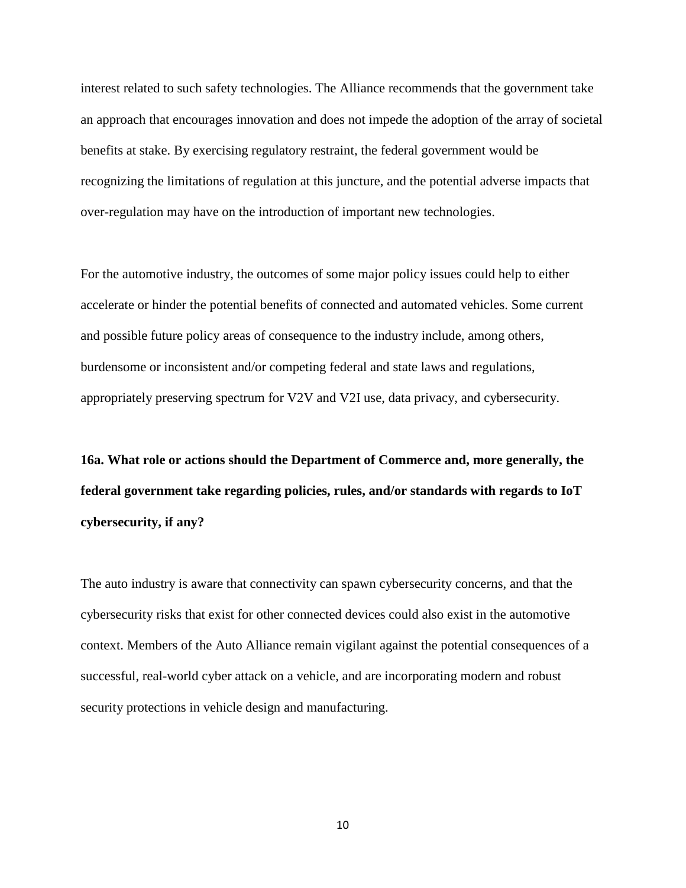interest related to such safety technologies. The Alliance recommends that the government take an approach that encourages innovation and does not impede the adoption of the array of societal benefits at stake. By exercising regulatory restraint, the federal government would be recognizing the limitations of regulation at this juncture, and the potential adverse impacts that over-regulation may have on the introduction of important new technologies.

For the automotive industry, the outcomes of some major policy issues could help to either accelerate or hinder the potential benefits of connected and automated vehicles. Some current and possible future policy areas of consequence to the industry include, among others, burdensome or inconsistent and/or competing federal and state laws and regulations, appropriately preserving spectrum for V2V and V2I use, data privacy, and cybersecurity.

**16a. What role or actions should the Department of Commerce and, more generally, the federal government take regarding policies, rules, and/or standards with regards to IoT cybersecurity, if any?**

The auto industry is aware that connectivity can spawn cybersecurity concerns, and that the cybersecurity risks that exist for other connected devices could also exist in the automotive context. Members of the Auto Alliance remain vigilant against the potential consequences of a successful, real-world cyber attack on a vehicle, and are incorporating modern and robust security protections in vehicle design and manufacturing.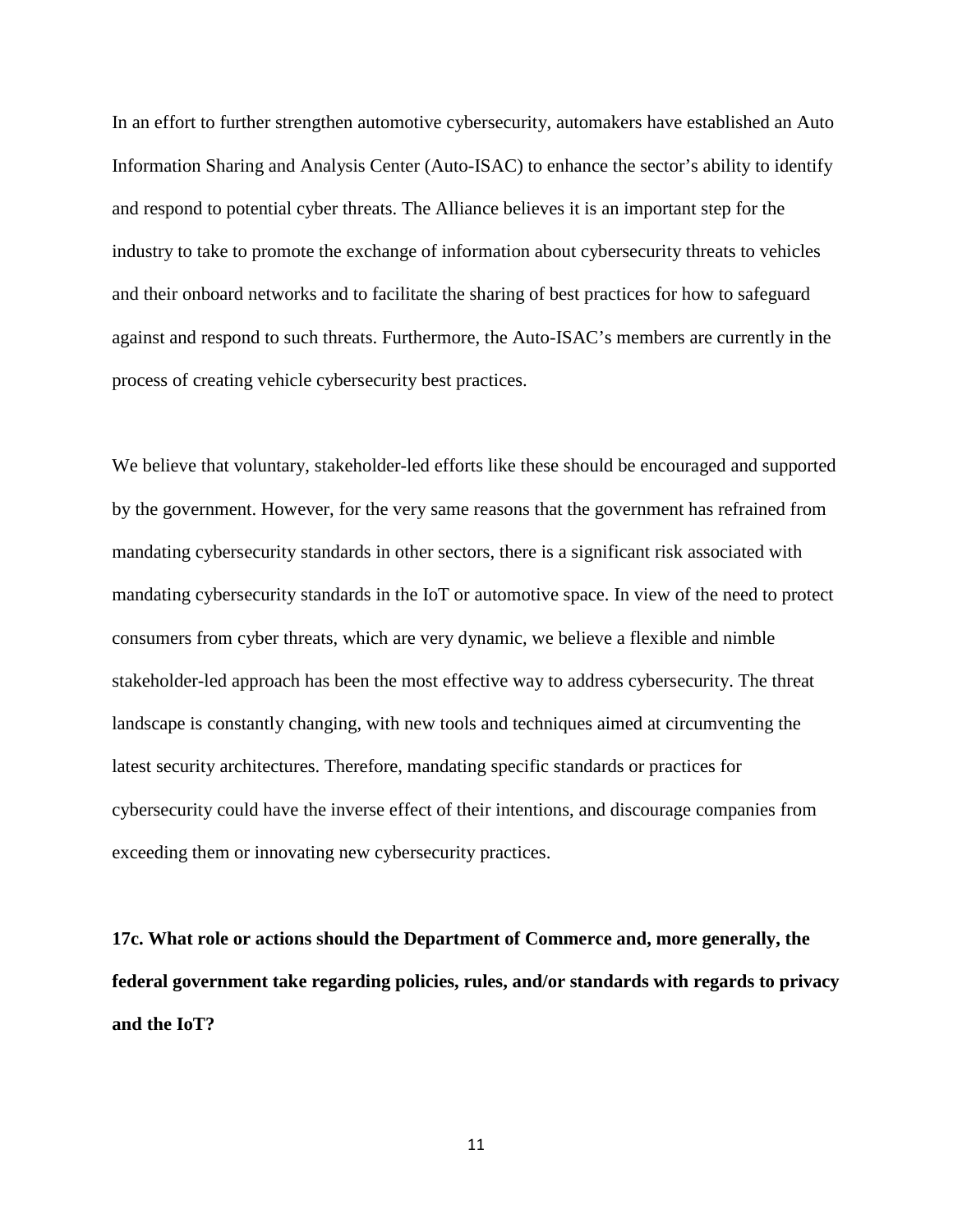In an effort to further strengthen automotive cybersecurity, automakers have established an Auto Information Sharing and Analysis Center (Auto-ISAC) to enhance the sector's ability to identify and respond to potential cyber threats. The Alliance believes it is an important step for the industry to take to promote the exchange of information about cybersecurity threats to vehicles and their onboard networks and to facilitate the sharing of best practices for how to safeguard against and respond to such threats. Furthermore, the Auto-ISAC's members are currently in the process of creating vehicle cybersecurity best practices.

We believe that voluntary, stakeholder-led efforts like these should be encouraged and supported by the government. However, for the very same reasons that the government has refrained from mandating cybersecurity standards in other sectors, there is a significant risk associated with mandating cybersecurity standards in the IoT or automotive space. In view of the need to protect consumers from cyber threats, which are very dynamic, we believe a flexible and nimble stakeholder-led approach has been the most effective way to address cybersecurity. The threat landscape is constantly changing, with new tools and techniques aimed at circumventing the latest security architectures. Therefore, mandating specific standards or practices for cybersecurity could have the inverse effect of their intentions, and discourage companies from exceeding them or innovating new cybersecurity practices.

**17c. What role or actions should the Department of Commerce and, more generally, the federal government take regarding policies, rules, and/or standards with regards to privacy and the IoT?**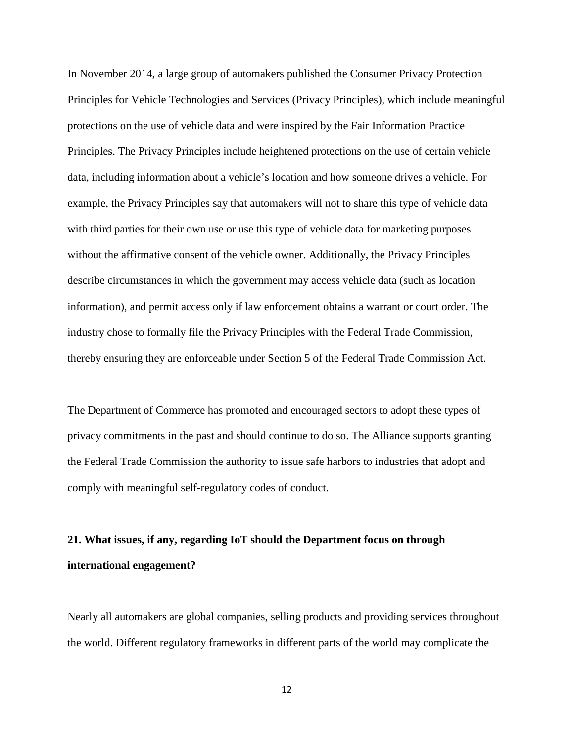In November 2014, a large group of automakers published the Consumer Privacy Protection Principles for Vehicle Technologies and Services (Privacy Principles), which include meaningful protections on the use of vehicle data and were inspired by the Fair Information Practice Principles. The Privacy Principles include heightened protections on the use of certain vehicle data, including information about a vehicle's location and how someone drives a vehicle. For example, the Privacy Principles say that automakers will not to share this type of vehicle data with third parties for their own use or use this type of vehicle data for marketing purposes without the affirmative consent of the vehicle owner. Additionally, the Privacy Principles describe circumstances in which the government may access vehicle data (such as location information), and permit access only if law enforcement obtains a warrant or court order. The industry chose to formally file the Privacy Principles with the Federal Trade Commission, thereby ensuring they are enforceable under Section 5 of the Federal Trade Commission Act.

The Department of Commerce has promoted and encouraged sectors to adopt these types of privacy commitments in the past and should continue to do so. The Alliance supports granting the Federal Trade Commission the authority to issue safe harbors to industries that adopt and comply with meaningful self-regulatory codes of conduct.

**21. What issues, if any, regarding IoT should the Department focus on through international engagement?**

Nearly all automakers are global companies, selling products and providing services throughout the world. Different regulatory frameworks in different parts of the world may complicate the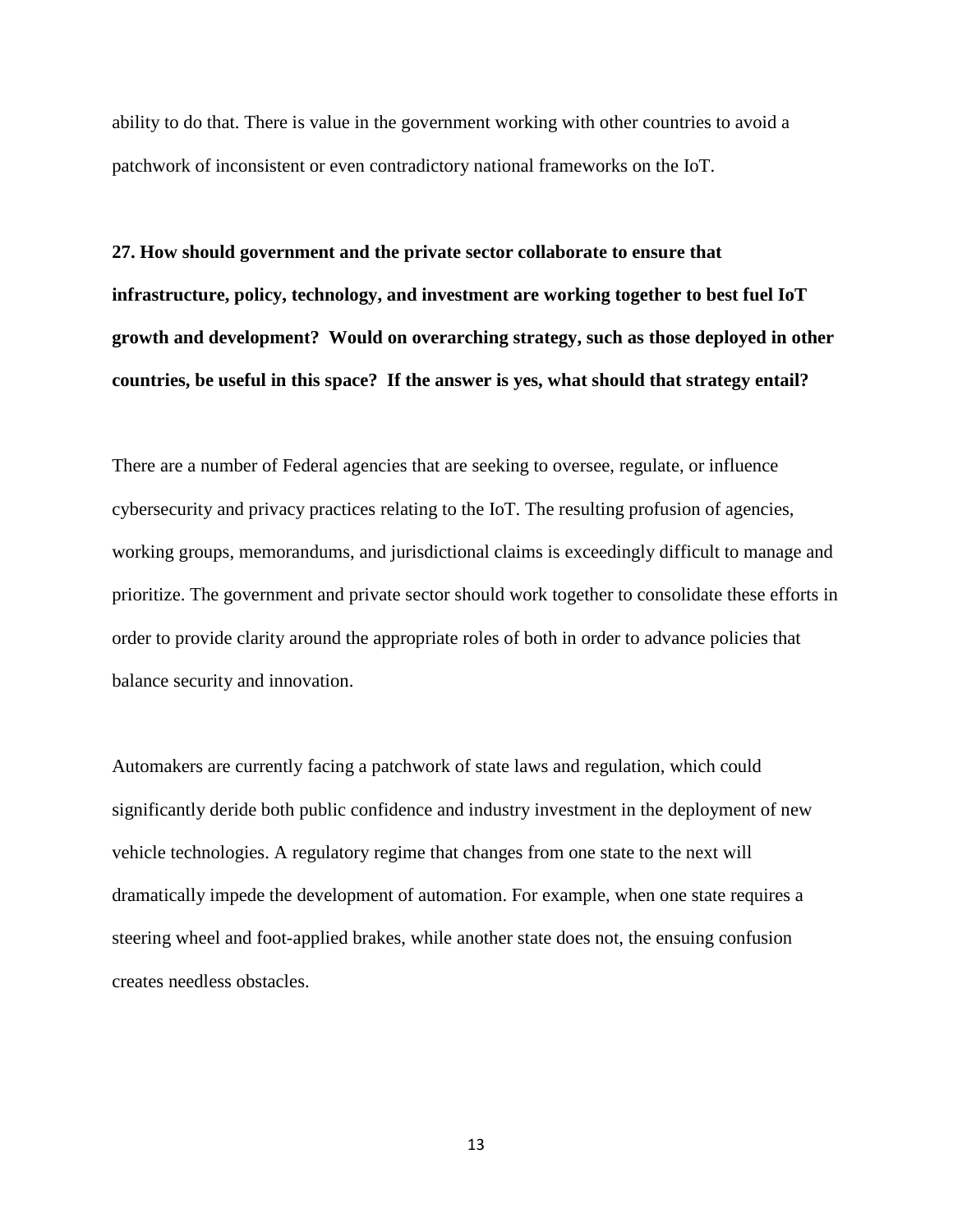ability to do that. There is value in the government working with other countries to avoid a patchwork of inconsistent or even contradictory national frameworks on the IoT.

**27. How should government and the private sector collaborate to ensure that infrastructure, policy, technology, and investment are working together to best fuel IoT growth and development? Would on overarching strategy, such as those deployed in other countries, be useful in this space? If the answer is yes, what should that strategy entail?**

There are a number of Federal agencies that are seeking to oversee, regulate, or influence cybersecurity and privacy practices relating to the IoT. The resulting profusion of agencies, working groups, memorandums, and jurisdictional claims is exceedingly difficult to manage and prioritize. The government and private sector should work together to consolidate these efforts in order to provide clarity around the appropriate roles of both in order to advance policies that balance security and innovation.

Automakers are currently facing a patchwork of state laws and regulation, which could significantly deride both public confidence and industry investment in the deployment of new vehicle technologies. A regulatory regime that changes from one state to the next will dramatically impede the development of automation. For example, when one state requires a steering wheel and foot-applied brakes, while another state does not, the ensuing confusion creates needless obstacles.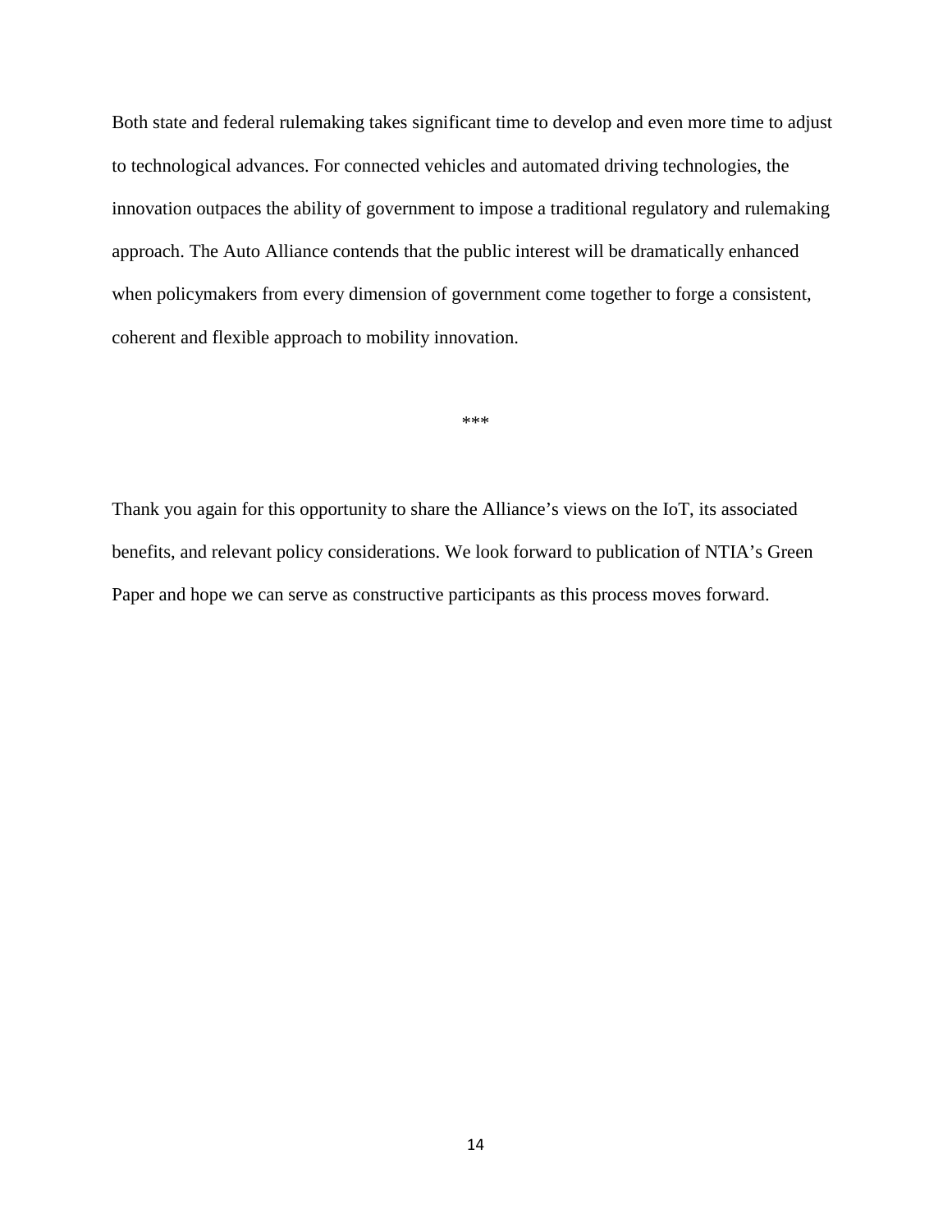Both state and federal rulemaking takes significant time to develop and even more time to adjust to technological advances. For connected vehicles and automated driving technologies, the innovation outpaces the ability of government to impose a traditional regulatory and rulemaking approach. The Auto Alliance contends that the public interest will be dramatically enhanced when policymakers from every dimension of government come together to forge a consistent, coherent and flexible approach to mobility innovation.

***

Thank you again for this opportunity to share the Alliance's views on the IoT, its associated benefits, and relevant policy considerations. We look forward to publication of NTIA's Green Paper and hope we can serve as constructive participants as this process moves forward.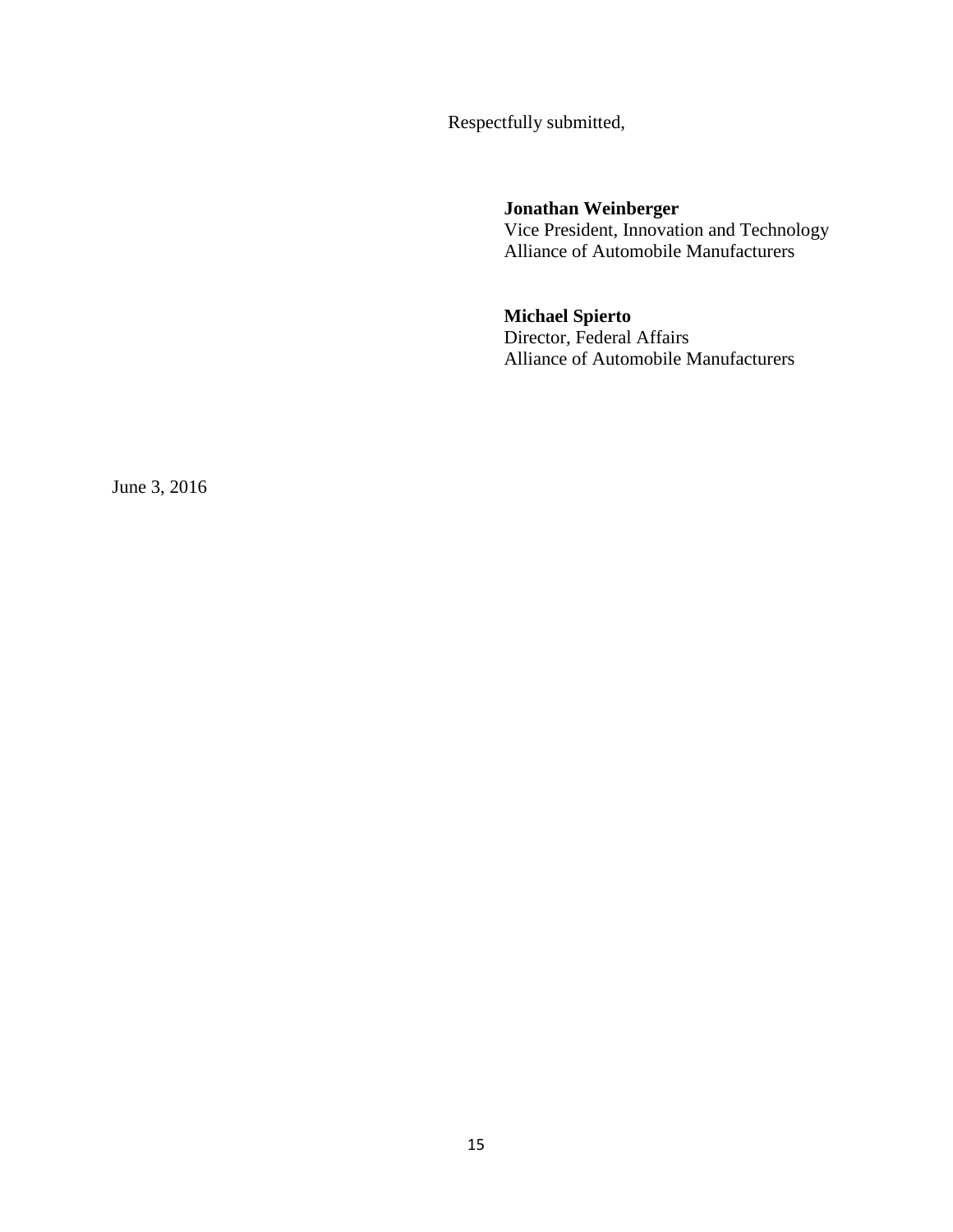Respectfully submitted,

**Jonathan Weinberger**
Vice President, Innovation and Technology
Alliance of Automobile Manufacturers

**Michael Spierto**
Director, Federal Affairs
Alliance of Automobile Manufacturers

June 3, 2016